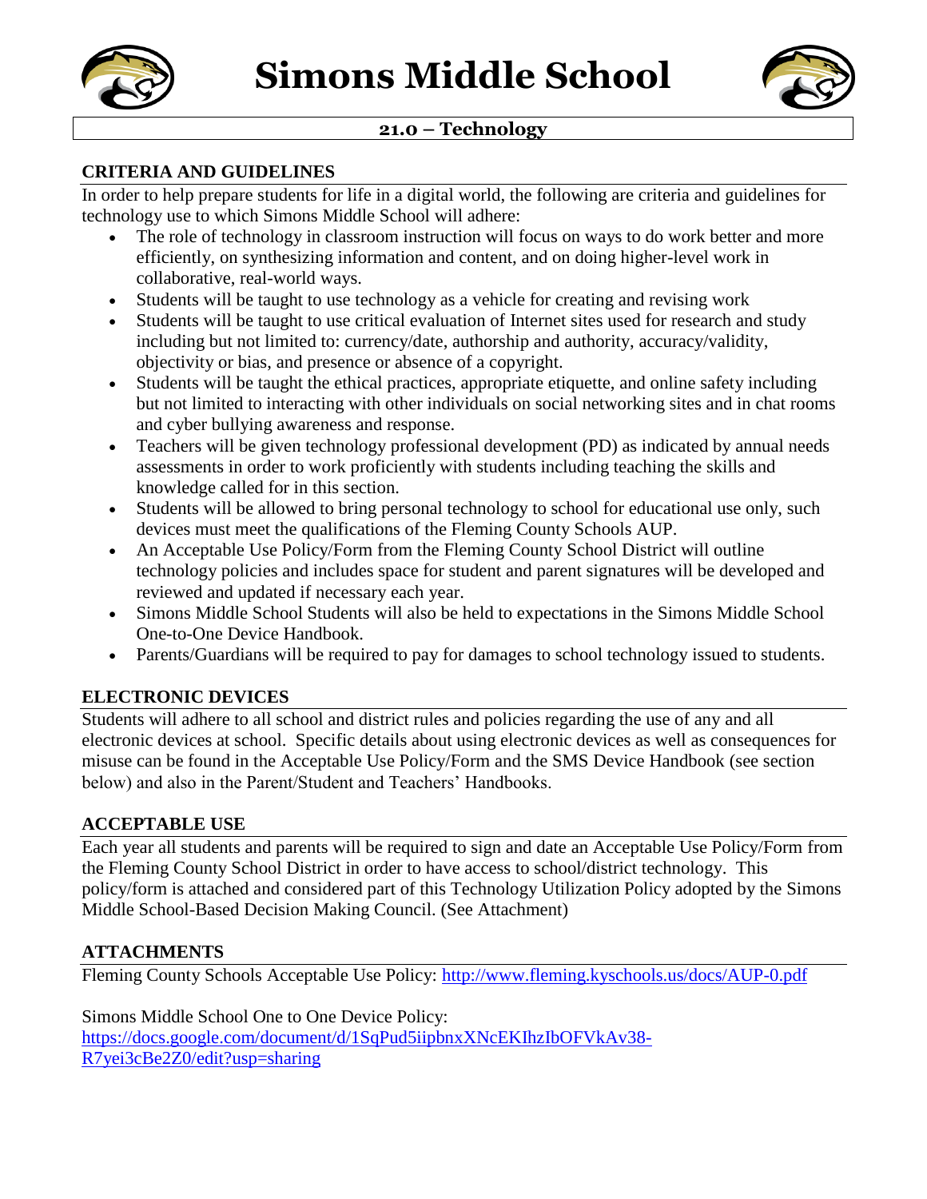# Simons Middle School

## 21.0 – Technology

### CRITERIA AND GUIDELINES

In order to help prepare students for life in a digital world, the following are criteria and guidelines for technology use to which Simons Middle School will adhere:

- The role of technology in classroom instruction will focus on ways to do work better and more efficiently, on synthesizing information and content, and on doing higher-level work in collaborative, real-world ways.
- Students will be taught to use technology as a vehicle for creating and revising work
- Students will be taught to use critical evaluation of Internet sites used for research and study including but not limited to: currency/date, authorship and authority, accuracy/validity, objectivity or bias, and presence or absence of a copyright.
- Students will be taught the ethical practices, appropriate etiquette, and online safety including but not limited to interacting with other individuals on social networking sites and in chat rooms and cyber bullying awareness and response.
- Teachers will be given technology professional development (PD) as indicated by annual needs assessments in order to work proficiently with students including teaching the skills and knowledge called for in this section.
- Students will be allowed to bring personal technology to school for educational use only, such devices must meet the qualifications of the Fleming County Schools AUP.
- An Acceptable Use Policy/Form from the Fleming County School District will outline technology policies and includes space for student and parent signatures will be developed and reviewed and updated if necessary each year.
- Simons Middle School Students will also be held to expectations in the Simons Middle School One-to-One Device Handbook.
- Parents/Guardians will be required to pay for damages to school technology issued to students.

### ELECTRONIC DEVICES

Students will adhere to all school and district rules and policies regarding the use of any and all electronic devices at school. Specific details about using electronic devices as well as consequences for misuse can be found in the Acceptable Use Policy/Form and the SMS Device Handbook (see section below) and also in the Parent/Student and Teachers' Handbooks.

### ACCEPTABLE USE

Each year all students and parents will be required to sign and date an Acceptable Use Policy/Form from the Fleming County School District in order to have access to school/district technology. This policy/form is attached and considered part of this Technology Utilization Policy adopted by the Simons Middle School-Based Decision Making Council. (See Attachment)

### ATTACHMENTS

Fleming County Schools Acceptable Use Policy: http://www.fleming.kyschools.us/docs/AUP-0.pdf

Simons Middle School One to One Device Policy:
https://docs.google.com/document/d/1SqPud5iipbnxXNcEKIhzIbOFVkAv38-R7yei3cBe2Z0/edit?usp=sharing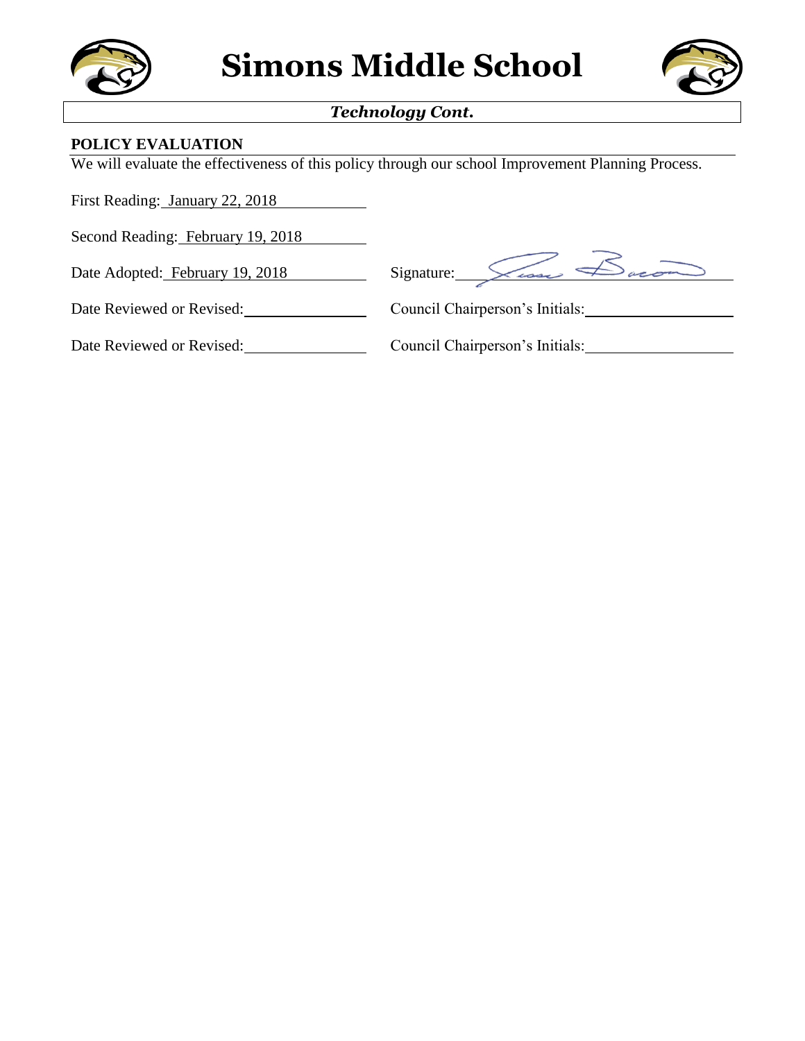# Simons Middle School

*Technology Cont.*

**POLICY EVALUATION**

We will evaluate the effectiveness of this policy through our school Improvement Planning Process.

First Reading: January 22, 2018

Second Reading: February 19, 2018

Date Adopted: February 19, 2018 Signature: Lisa Bacon

Date Reviewed or Revised: ________ Council Chairperson's Initials: ________

Date Reviewed or Revised: ________ Council Chairperson's Initials: ________